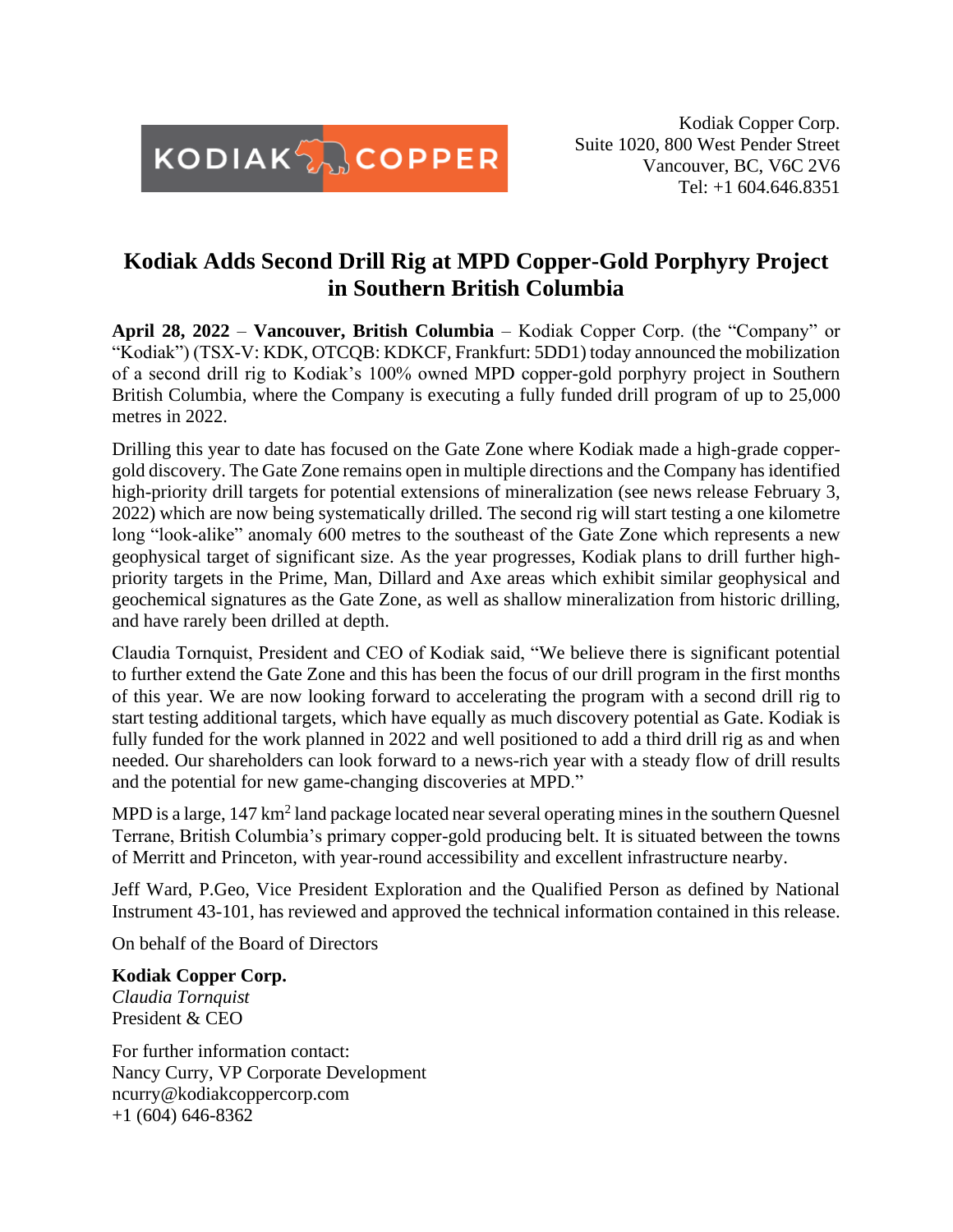KODIAK COPPER

Kodiak Copper Corp.
Suite 1020, 800 West Pender Street
Vancouver, BC, V6C 2V6
Tel: +1 604.646.8351

# Kodiak Adds Second Drill Rig at MPD Copper-Gold Porphyry Project in Southern British Columbia

**April 28, 2022** – **Vancouver, British Columbia** – Kodiak Copper Corp. (the "Company" or "Kodiak") (TSX-V: KDK, OTCQB: KDKCF, Frankfurt: 5DD1) today announced the mobilization of a second drill rig to Kodiak's 100% owned MPD copper-gold porphyry project in Southern British Columbia, where the Company is executing a fully funded drill program of up to 25,000 metres in 2022.

Drilling this year to date has focused on the Gate Zone where Kodiak made a high-grade copper-gold discovery. The Gate Zone remains open in multiple directions and the Company has identified high-priority drill targets for potential extensions of mineralization (see news release February 3, 2022) which are now being systematically drilled. The second rig will start testing a one kilometre long "look-alike" anomaly 600 metres to the southeast of the Gate Zone which represents a new geophysical target of significant size. As the year progresses, Kodiak plans to drill further high-priority targets in the Prime, Man, Dillard and Axe areas which exhibit similar geophysical and geochemical signatures as the Gate Zone, as well as shallow mineralization from historic drilling, and have rarely been drilled at depth.

Claudia Tornquist, President and CEO of Kodiak said, "We believe there is significant potential to further extend the Gate Zone and this has been the focus of our drill program in the first months of this year. We are now looking forward to accelerating the program with a second drill rig to start testing additional targets, which have equally as much discovery potential as Gate. Kodiak is fully funded for the work planned in 2022 and well positioned to add a third drill rig as and when needed. Our shareholders can look forward to a news-rich year with a steady flow of drill results and the potential for new game-changing discoveries at MPD."

MPD is a large, 147 km$^2$ land package located near several operating mines in the southern Quesnel Terrane, British Columbia's primary copper-gold producing belt. It is situated between the towns of Merritt and Princeton, with year-round accessibility and excellent infrastructure nearby.

Jeff Ward, P.Geo, Vice President Exploration and the Qualified Person as defined by National Instrument 43-101, has reviewed and approved the technical information contained in this release.

On behalf of the Board of Directors

**Kodiak Copper Corp.**
*Claudia Tornquist*
President & CEO

For further information contact:
Nancy Curry, VP Corporate Development
ncurry@kodiakcoppercorp.com
+1 (604) 646-8362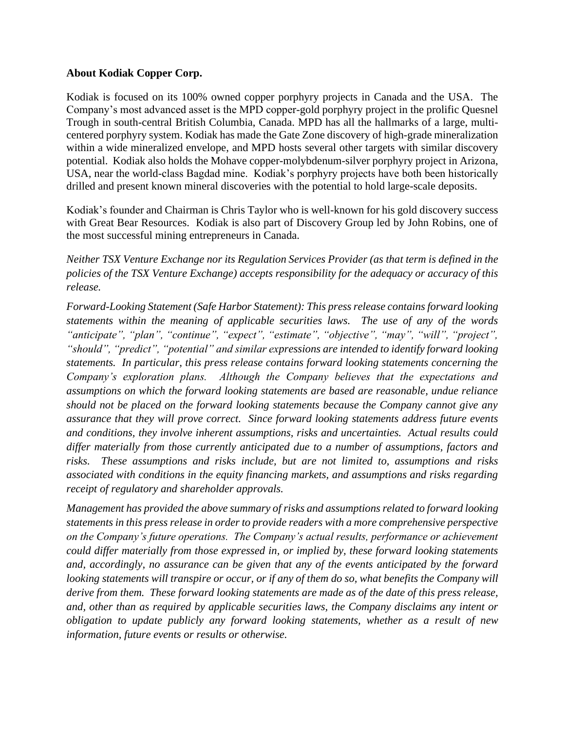**About Kodiak Copper Corp.**

Kodiak is focused on its 100% owned copper porphyry projects in Canada and the USA. The Company's most advanced asset is the MPD copper-gold porphyry project in the prolific Quesnel Trough in south-central British Columbia, Canada. MPD has all the hallmarks of a large, multi-centered porphyry system. Kodiak has made the Gate Zone discovery of high-grade mineralization within a wide mineralized envelope, and MPD hosts several other targets with similar discovery potential. Kodiak also holds the Mohave copper-molybdenum-silver porphyry project in Arizona, USA, near the world-class Bagdad mine. Kodiak's porphyry projects have both been historically drilled and present known mineral discoveries with the potential to hold large-scale deposits.

Kodiak's founder and Chairman is Chris Taylor who is well-known for his gold discovery success with Great Bear Resources. Kodiak is also part of Discovery Group led by John Robins, one of the most successful mining entrepreneurs in Canada.

*Neither TSX Venture Exchange nor its Regulation Services Provider (as that term is defined in the policies of the TSX Venture Exchange) accepts responsibility for the adequacy or accuracy of this release.*

*Forward-Looking Statement (Safe Harbor Statement): This press release contains forward looking statements within the meaning of applicable securities laws. The use of any of the words "anticipate", "plan", "continue", "expect", "estimate", "objective", "may", "will", "project", "should", "predict", "potential" and similar expressions are intended to identify forward looking statements. In particular, this press release contains forward looking statements concerning the Company's exploration plans. Although the Company believes that the expectations and assumptions on which the forward looking statements are based are reasonable, undue reliance should not be placed on the forward looking statements because the Company cannot give any assurance that they will prove correct. Since forward looking statements address future events and conditions, they involve inherent assumptions, risks and uncertainties. Actual results could differ materially from those currently anticipated due to a number of assumptions, factors and risks. These assumptions and risks include, but are not limited to, assumptions and risks associated with conditions in the equity financing markets, and assumptions and risks regarding receipt of regulatory and shareholder approvals.*

*Management has provided the above summary of risks and assumptions related to forward looking statements in this press release in order to provide readers with a more comprehensive perspective on the Company's future operations. The Company's actual results, performance or achievement could differ materially from those expressed in, or implied by, these forward looking statements and, accordingly, no assurance can be given that any of the events anticipated by the forward looking statements will transpire or occur, or if any of them do so, what benefits the Company will derive from them. These forward looking statements are made as of the date of this press release, and, other than as required by applicable securities laws, the Company disclaims any intent or obligation to update publicly any forward looking statements, whether as a result of new information, future events or results or otherwise.*